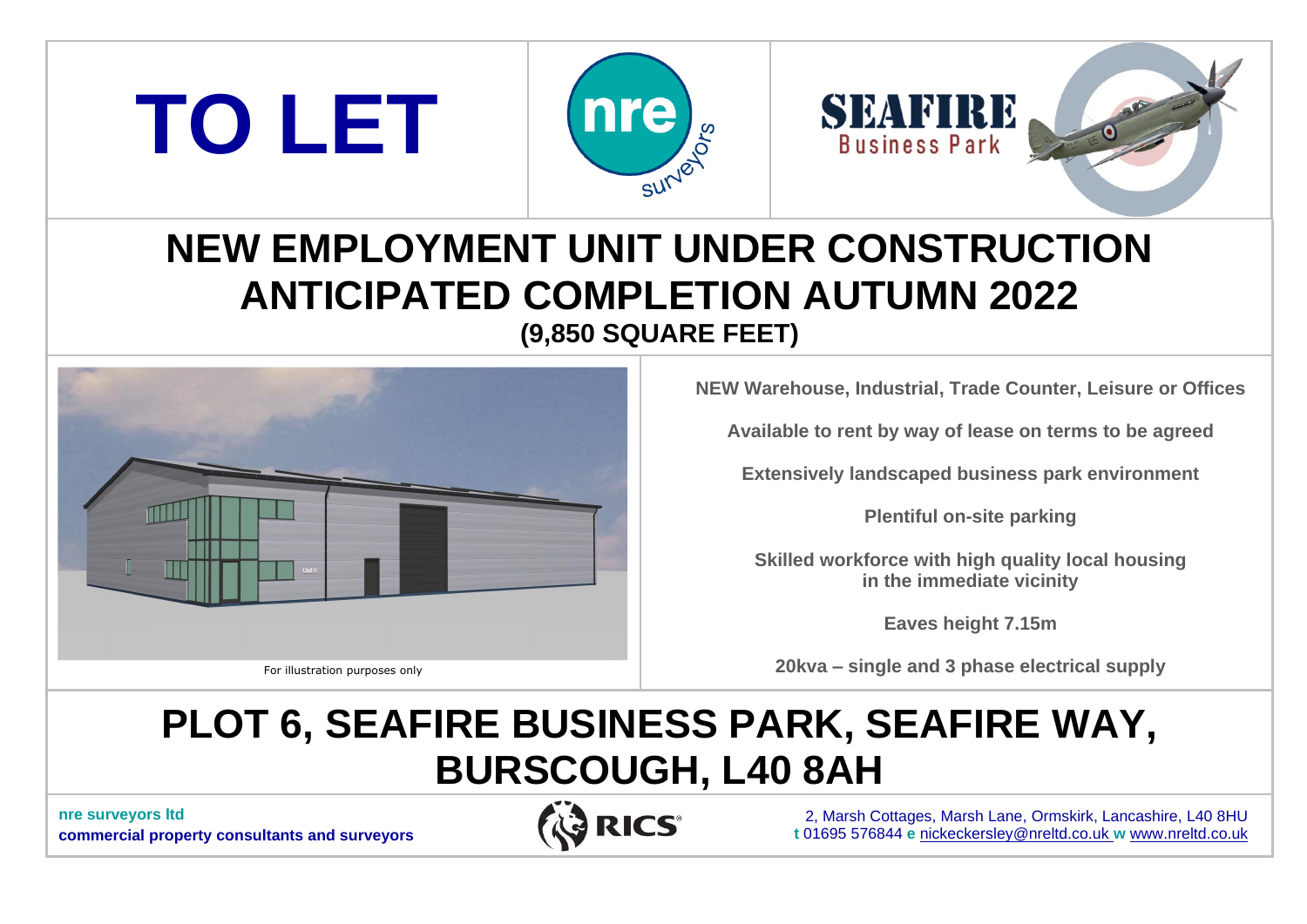# TO LET

nre surveyors

SEAFIRE Business Park

## NEW EMPLOYMENT UNIT UNDER CONSTRUCTION ANTICIPATED COMPLETION AUTUMN 2022

**(9,850 SQUARE FEET)**

For illustration purposes only

**NEW Warehouse, Industrial, Trade Counter, Leisure or Offices**

**Available to rent by way of lease on terms to be agreed**

**Extensively landscaped business park environment**

**Plentiful on-site parking**

**Skilled workforce with high quality local housing in the immediate vicinity**

**Eaves height 7.15m**

**20kva – single and 3 phase electrical supply**

## PLOT 6, SEAFIRE BUSINESS PARK, SEAFIRE WAY, BURSCOUGH, L40 8AH

**nre surveyors ltd**
**commercial property consultants and surveyors**

RICS

2, Marsh Cottages, Marsh Lane, Ormskirk, Lancashire, L40 8HU
**t** 01695 576844 **e** nickeckersley@nreltd.co.uk **w** www.nreltd.co.uk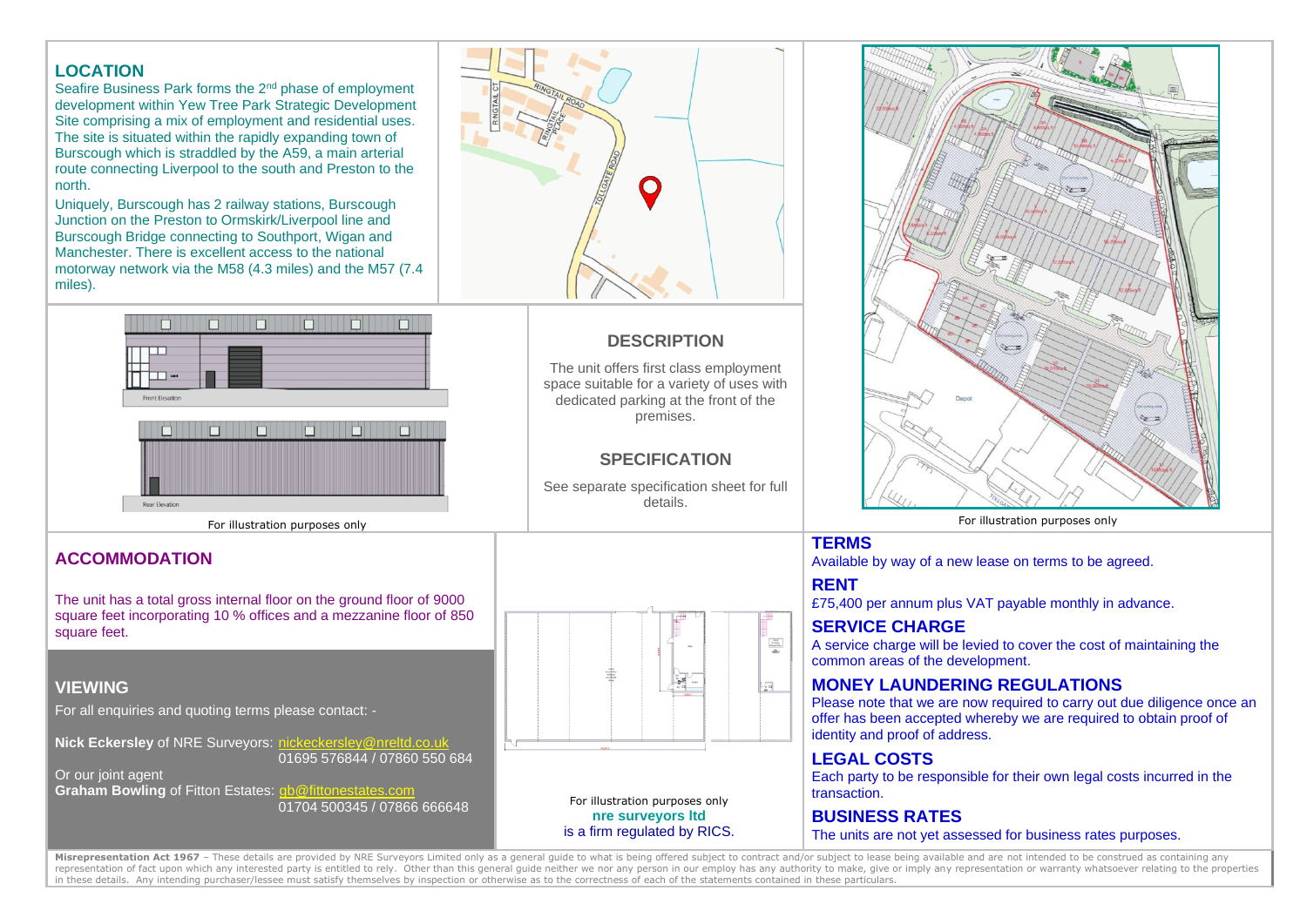## LOCATION

Seafire Business Park forms the 2nd phase of employment development within Yew Tree Park Strategic Development Site comprising a mix of employment and residential uses. The site is situated within the rapidly expanding town of Burscough which is straddled by the A59, a main arterial route connecting Liverpool to the south and Preston to the north.

Uniquely, Burscough has 2 railway stations, Burscough Junction on the Preston to Ormskirk/Liverpool line and Burscough Bridge connecting to Southport, Wigan and Manchester. There is excellent access to the national motorway network via the M58 (4.3 miles) and the M57 (7.4 miles).

For illustration purposes only

## DESCRIPTION

The unit offers first class employment space suitable for a variety of uses with dedicated parking at the front of the premises.

## SPECIFICATION

See separate specification sheet for full details.

For illustration purposes only

## ACCOMMODATION

The unit has a total gross internal floor on the ground floor of 9000 square feet incorporating 10 % offices and a mezzanine floor of 850 square feet.

## VIEWING

For all enquiries and quoting terms please contact: -

**Nick Eckersley** of NRE Surveyors: nickeckersley@nreltd.co.uk
01695 576844 / 07860 550 684

Or our joint agent
**Graham Bowling** of Fitton Estates: gb@fittonestates.com
01704 500345 / 07866 666648

For illustration purposes only

**nre surveyors ltd** is a firm regulated by RICS.

## TERMS

Available by way of a new lease on terms to be agreed.

## RENT

£75,400 per annum plus VAT payable monthly in advance.

## SERVICE CHARGE

A service charge will be levied to cover the cost of maintaining the common areas of the development.

## MONEY LAUNDERING REGULATIONS

Please note that we are now required to carry out due diligence once an offer has been accepted whereby we are required to obtain proof of identity and proof of address.

## LEGAL COSTS

Each party to be responsible for their own legal costs incurred in the transaction.

## BUSINESS RATES

The units are not yet assessed for business rates purposes.

**Misrepresentation Act 1967** – These details are provided by NRE Surveyors Limited only as a general guide to what is being offered subject to contract and/or subject to lease being available and are not intended to be construed as containing any representation of fact upon which any interested party is entitled to rely. Other than this general guide neither we nor any person in our employ has any authority to make, give or imply any representation or warranty whatsoever relating to the properties in these details. Any intending purchaser/lessee must satisfy themselves by inspection or otherwise as to the correctness of each of the statements contained in these particulars.